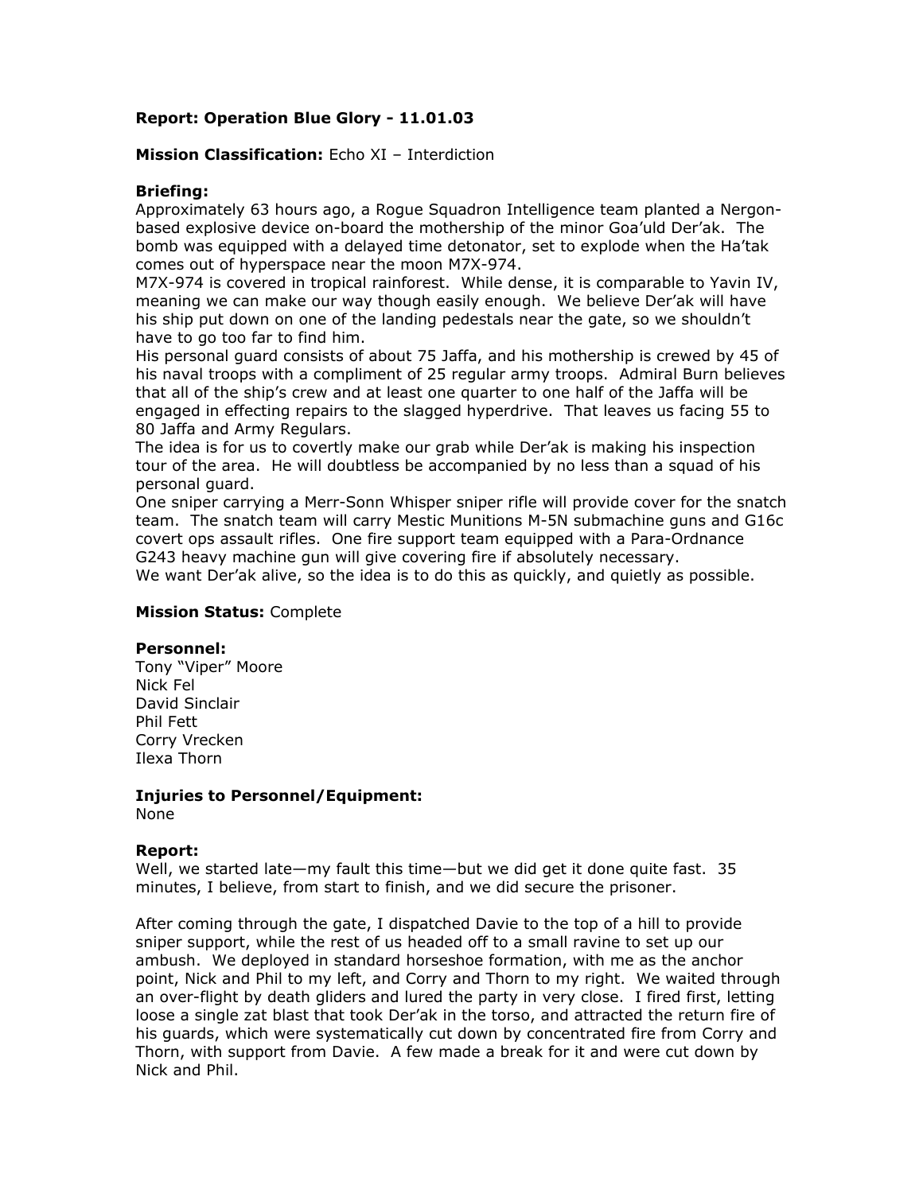**Report: Operation Blue Glory - 11.01.03**

**Mission Classification:** Echo XI – Interdiction

**Briefing:**
Approximately 63 hours ago, a Rogue Squadron Intelligence team planted a Nergon-based explosive device on-board the mothership of the minor Goa'uld Der'ak. The bomb was equipped with a delayed time detonator, set to explode when the Ha'tak comes out of hyperspace near the moon M7X-974.
M7X-974 is covered in tropical rainforest. While dense, it is comparable to Yavin IV, meaning we can make our way though easily enough. We believe Der'ak will have his ship put down on one of the landing pedestals near the gate, so we shouldn't have to go too far to find him.
His personal guard consists of about 75 Jaffa, and his mothership is crewed by 45 of his naval troops with a compliment of 25 regular army troops. Admiral Burn believes that all of the ship's crew and at least one quarter to one half of the Jaffa will be engaged in effecting repairs to the slagged hyperdrive. That leaves us facing 55 to 80 Jaffa and Army Regulars.
The idea is for us to covertly make our grab while Der'ak is making his inspection tour of the area. He will doubtless be accompanied by no less than a squad of his personal guard.
One sniper carrying a Merr-Sonn Whisper sniper rifle will provide cover for the snatch team. The snatch team will carry Mestic Munitions M-5N submachine guns and G16c covert ops assault rifles. One fire support team equipped with a Para-Ordnance G243 heavy machine gun will give covering fire if absolutely necessary.
We want Der'ak alive, so the idea is to do this as quickly, and quietly as possible.

**Mission Status:** Complete

**Personnel:**
Tony "Viper" Moore
Nick Fel
David Sinclair
Phil Fett
Corry Vrecken
Ilexa Thorn

**Injuries to Personnel/Equipment:**
None

**Report:**
Well, we started late—my fault this time—but we did get it done quite fast. 35 minutes, I believe, from start to finish, and we did secure the prisoner.

After coming through the gate, I dispatched Davie to the top of a hill to provide sniper support, while the rest of us headed off to a small ravine to set up our ambush. We deployed in standard horseshoe formation, with me as the anchor point, Nick and Phil to my left, and Corry and Thorn to my right. We waited through an over-flight by death gliders and lured the party in very close. I fired first, letting loose a single zat blast that took Der'ak in the torso, and attracted the return fire of his guards, which were systematically cut down by concentrated fire from Corry and Thorn, with support from Davie. A few made a break for it and were cut down by Nick and Phil.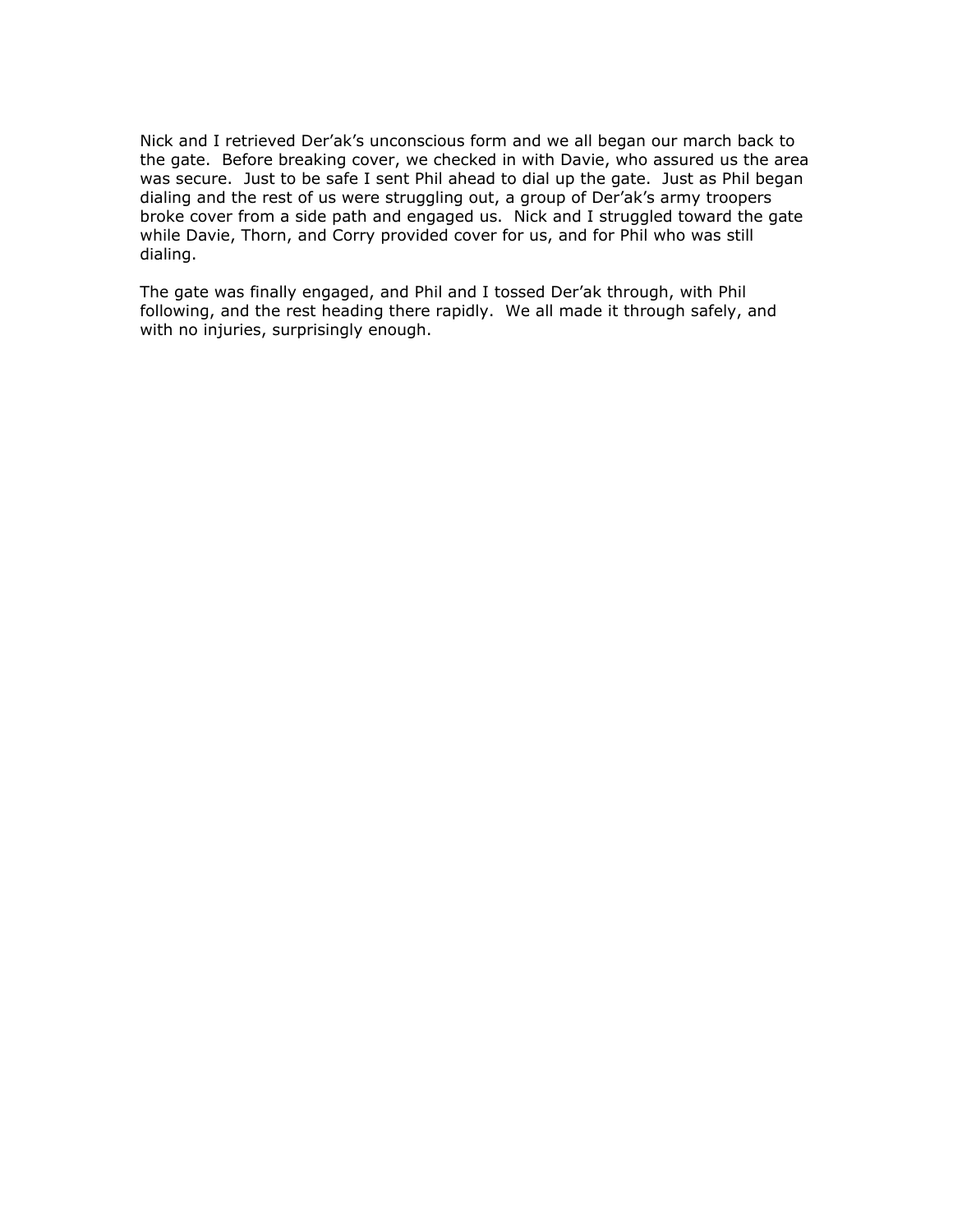Nick and I retrieved Der'ak's unconscious form and we all began our march back to the gate. Before breaking cover, we checked in with Davie, who assured us the area was secure. Just to be safe I sent Phil ahead to dial up the gate. Just as Phil began dialing and the rest of us were struggling out, a group of Der'ak's army troopers broke cover from a side path and engaged us. Nick and I struggled toward the gate while Davie, Thorn, and Corry provided cover for us, and for Phil who was still dialing.

The gate was finally engaged, and Phil and I tossed Der'ak through, with Phil following, and the rest heading there rapidly. We all made it through safely, and with no injuries, surprisingly enough.